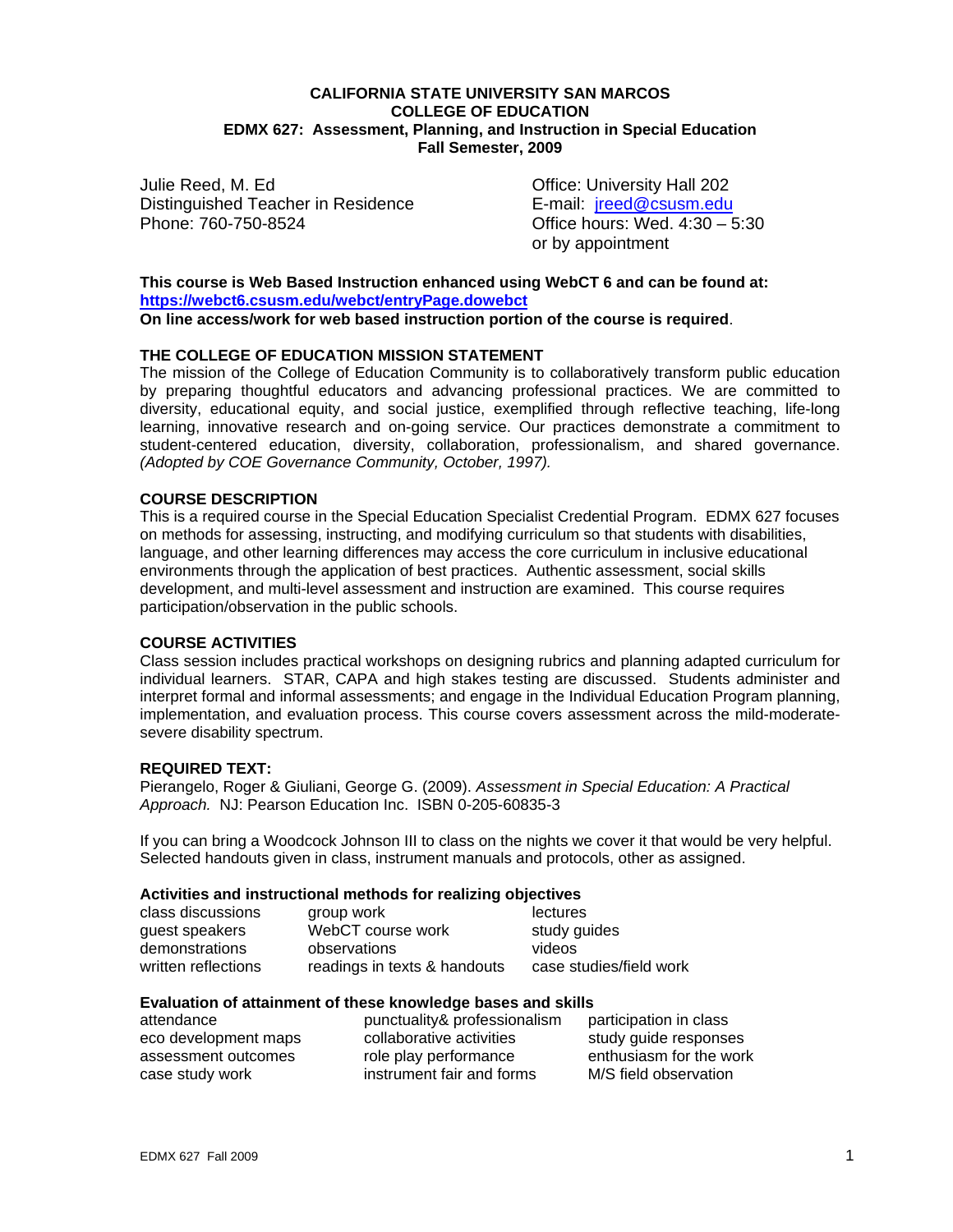**CALIFORNIA STATE UNIVERSITY SAN MARCOS**
**COLLEGE OF EDUCATION**
**EDMX 627: Assessment, Planning, and Instruction in Special Education**
**Fall Semester, 2009**

Julie Reed, M. Ed
Distinguished Teacher in Residence
Phone: 760-750-8524

Office: University Hall 202
E-mail: jreed@csusm.edu
Office hours: Wed. 4:30 – 5:30
or by appointment

**This course is Web Based Instruction enhanced using WebCT 6 and can be found at:**
**https://webct6.csusm.edu/webct/entryPage.dowebct**
**On line access/work for web based instruction portion of the course is required**.

## THE COLLEGE OF EDUCATION MISSION STATEMENT

The mission of the College of Education Community is to collaboratively transform public education by preparing thoughtful educators and advancing professional practices. We are committed to diversity, educational equity, and social justice, exemplified through reflective teaching, life-long learning, innovative research and on-going service. Our practices demonstrate a commitment to student-centered education, diversity, collaboration, professionalism, and shared governance. *(Adopted by COE Governance Community, October, 1997).*

## COURSE DESCRIPTION

This is a required course in the Special Education Specialist Credential Program. EDMX 627 focuses on methods for assessing, instructing, and modifying curriculum so that students with disabilities, language, and other learning differences may access the core curriculum in inclusive educational environments through the application of best practices. Authentic assessment, social skills development, and multi-level assessment and instruction are examined. This course requires participation/observation in the public schools.

## COURSE ACTIVITIES

Class session includes practical workshops on designing rubrics and planning adapted curriculum for individual learners. STAR, CAPA and high stakes testing are discussed. Students administer and interpret formal and informal assessments; and engage in the Individual Education Program planning, implementation, and evaluation process. This course covers assessment across the mild-moderate-severe disability spectrum.

## REQUIRED TEXT:

Pierangelo, Roger & Giuliani, George G. (2009). *Assessment in Special Education: A Practical Approach.* NJ: Pearson Education Inc. ISBN 0-205-60835-3

If you can bring a Woodcock Johnson III to class on the nights we cover it that would be very helpful. Selected handouts given in class, instrument manuals and protocols, other as assigned.

### Activities and instructional methods for realizing objectives

| | | |
|---|---|---|
| class discussions | group work | lectures |
| guest speakers | WebCT course work | study guides |
| demonstrations | observations | videos |
| written reflections | readings in texts & handouts | case studies/field work |

### Evaluation of attainment of these knowledge bases and skills

| | | |
|---|---|---|
| attendance | punctuality& professionalism | participation in class |
| eco development maps | collaborative activities | study guide responses |
| assessment outcomes | role play performance | enthusiasm for the work |
| case study work | instrument fair and forms | M/S field observation |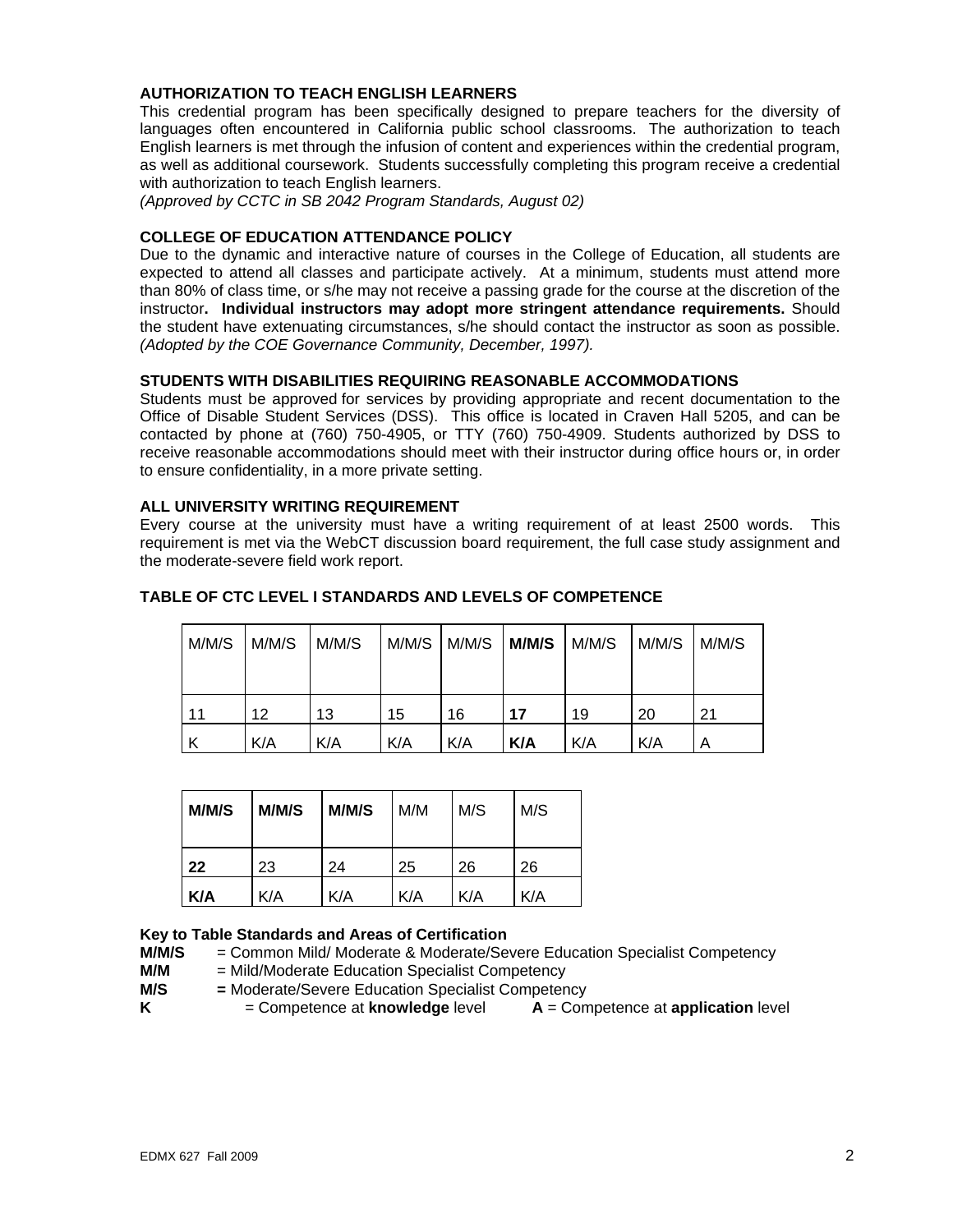**AUTHORIZATION TO TEACH ENGLISH LEARNERS**

This credential program has been specifically designed to prepare teachers for the diversity of languages often encountered in California public school classrooms. The authorization to teach English learners is met through the infusion of content and experiences within the credential program, as well as additional coursework. Students successfully completing this program receive a credential with authorization to teach English learners.
*(Approved by CCTC in SB 2042 Program Standards, August 02)*

**COLLEGE OF EDUCATION ATTENDANCE POLICY**

Due to the dynamic and interactive nature of courses in the College of Education, all students are expected to attend all classes and participate actively. At a minimum, students must attend more than 80% of class time, or s/he may not receive a passing grade for the course at the discretion of the instructor**. Individual instructors may adopt more stringent attendance requirements.** Should the student have extenuating circumstances, s/he should contact the instructor as soon as possible. *(Adopted by the COE Governance Community, December, 1997).*

**STUDENTS WITH DISABILITIES REQUIRING REASONABLE ACCOMMODATIONS**

Students must be approved for services by providing appropriate and recent documentation to the Office of Disable Student Services (DSS). This office is located in Craven Hall 5205, and can be contacted by phone at (760) 750-4905, or TTY (760) 750-4909. Students authorized by DSS to receive reasonable accommodations should meet with their instructor during office hours or, in order to ensure confidentiality, in a more private setting.

**ALL UNIVERSITY WRITING REQUIREMENT**

Every course at the university must have a writing requirement of at least 2500 words. This requirement is met via the WebCT discussion board requirement, the full case study assignment and the moderate-severe field work report.

**TABLE OF CTC LEVEL I STANDARDS AND LEVELS OF COMPETENCE**

| M/M/S | M/M/S | M/M/S | M/M/S | M/M/S | **M/M/S** | M/M/S | M/M/S | M/M/S |
|---|---|---|---|---|---|---|---|---|
| 11 | 12 | 13 | 15 | 16 | **17** | 19 | 20 | 21 |
| K | K/A | K/A | K/A | K/A | **K/A** | K/A | K/A | A |

| **M/M/S** | **M/M/S** | **M/M/S** | M/M | M/S | M/S |
|---|---|---|---|---|---|
| **22** | 23 | 24 | 25 | 26 | 26 |
| **K/A** | K/A | K/A | K/A | K/A | K/A |

**Key to Table Standards and Areas of Certification**

**M/M/S** = Common Mild/ Moderate & Moderate/Severe Education Specialist Competency
**M/M** = Mild/Moderate Education Specialist Competency
**M/S =** Moderate/Severe Education Specialist Competency
**K** = Competence at **knowledge** level **A** = Competence at **application** level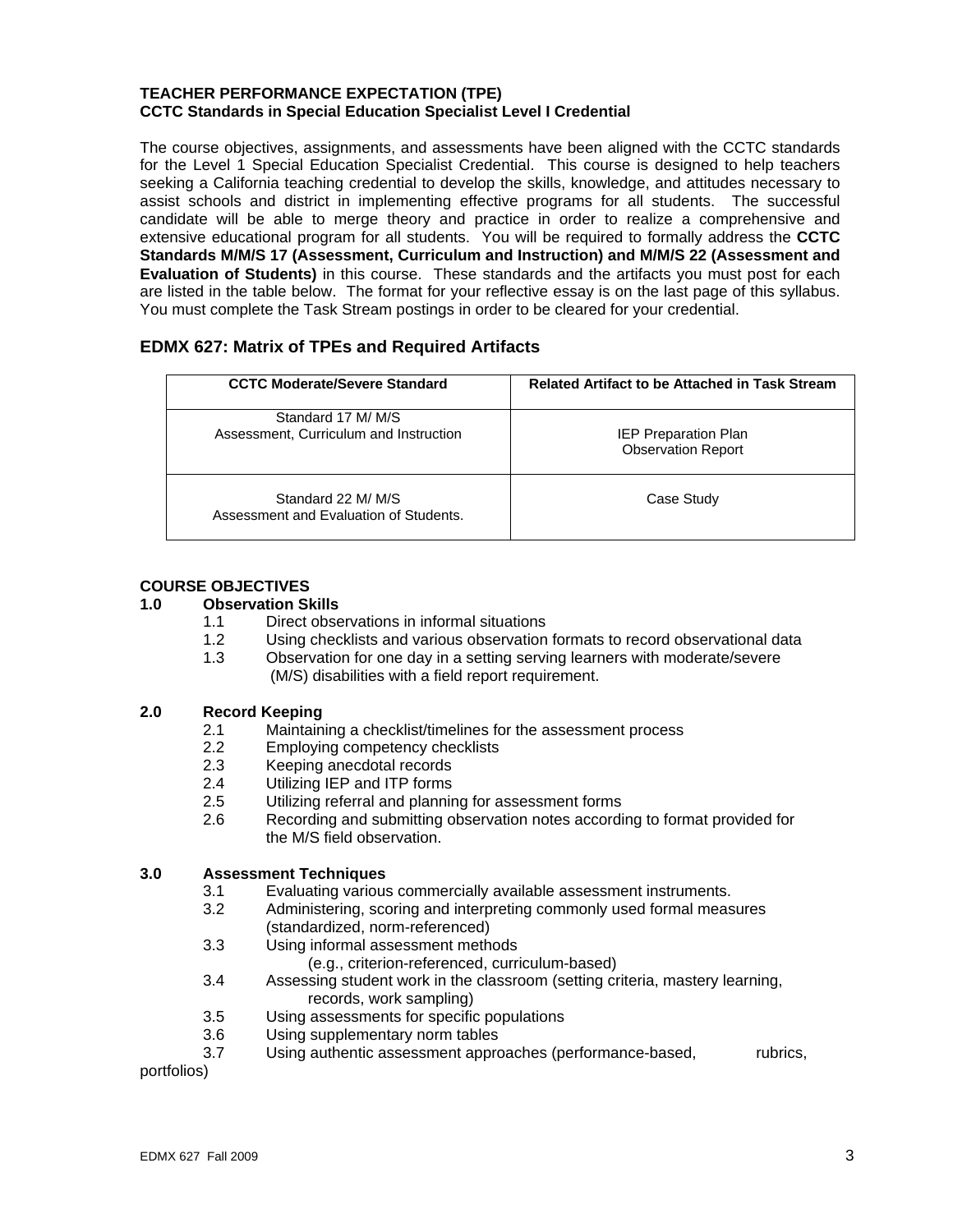**TEACHER PERFORMANCE EXPECTATION (TPE)**
**CCTC Standards in Special Education Specialist Level I Credential**

The course objectives, assignments, and assessments have been aligned with the CCTC standards for the Level 1 Special Education Specialist Credential. This course is designed to help teachers seeking a California teaching credential to develop the skills, knowledge, and attitudes necessary to assist schools and district in implementing effective programs for all students. The successful candidate will be able to merge theory and practice in order to realize a comprehensive and extensive educational program for all students. You will be required to formally address the **CCTC Standards M/M/S 17 (Assessment, Curriculum and Instruction) and M/M/S 22 (Assessment and Evaluation of Students)** in this course. These standards and the artifacts you must post for each are listed in the table below. The format for your reflective essay is on the last page of this syllabus. You must complete the Task Stream postings in order to be cleared for your credential.

## EDMX 627: Matrix of TPEs and Required Artifacts

| CCTC Moderate/Severe Standard | Related Artifact to be Attached in Task Stream |
|---|---|
| Standard 17 M/ M/S<br>Assessment, Curriculum and Instruction | IEP Preparation Plan<br>Observation Report |
| Standard 22 M/ M/S<br>Assessment and Evaluation of Students. | Case Study |

**COURSE OBJECTIVES**

**1.0 Observation Skills**

- 1.1 Direct observations in informal situations
- 1.2 Using checklists and various observation formats to record observational data
- 1.3 Observation for one day in a setting serving learners with moderate/severe (M/S) disabilities with a field report requirement.

**2.0 Record Keeping**

- 2.1 Maintaining a checklist/timelines for the assessment process
- 2.2 Employing competency checklists
- 2.3 Keeping anecdotal records
- 2.4 Utilizing IEP and ITP forms
- 2.5 Utilizing referral and planning for assessment forms
- 2.6 Recording and submitting observation notes according to format provided for the M/S field observation.

**3.0 Assessment Techniques**

- 3.1 Evaluating various commercially available assessment instruments.
- 3.2 Administering, scoring and interpreting commonly used formal measures (standardized, norm-referenced)
- 3.3 Using informal assessment methods (e.g., criterion-referenced, curriculum-based)
- 3.4 Assessing student work in the classroom (setting criteria, mastery learning, records, work sampling)
- 3.5 Using assessments for specific populations
- 3.6 Using supplementary norm tables
- 3.7 Using authentic assessment approaches (performance-based, rubrics, portfolios)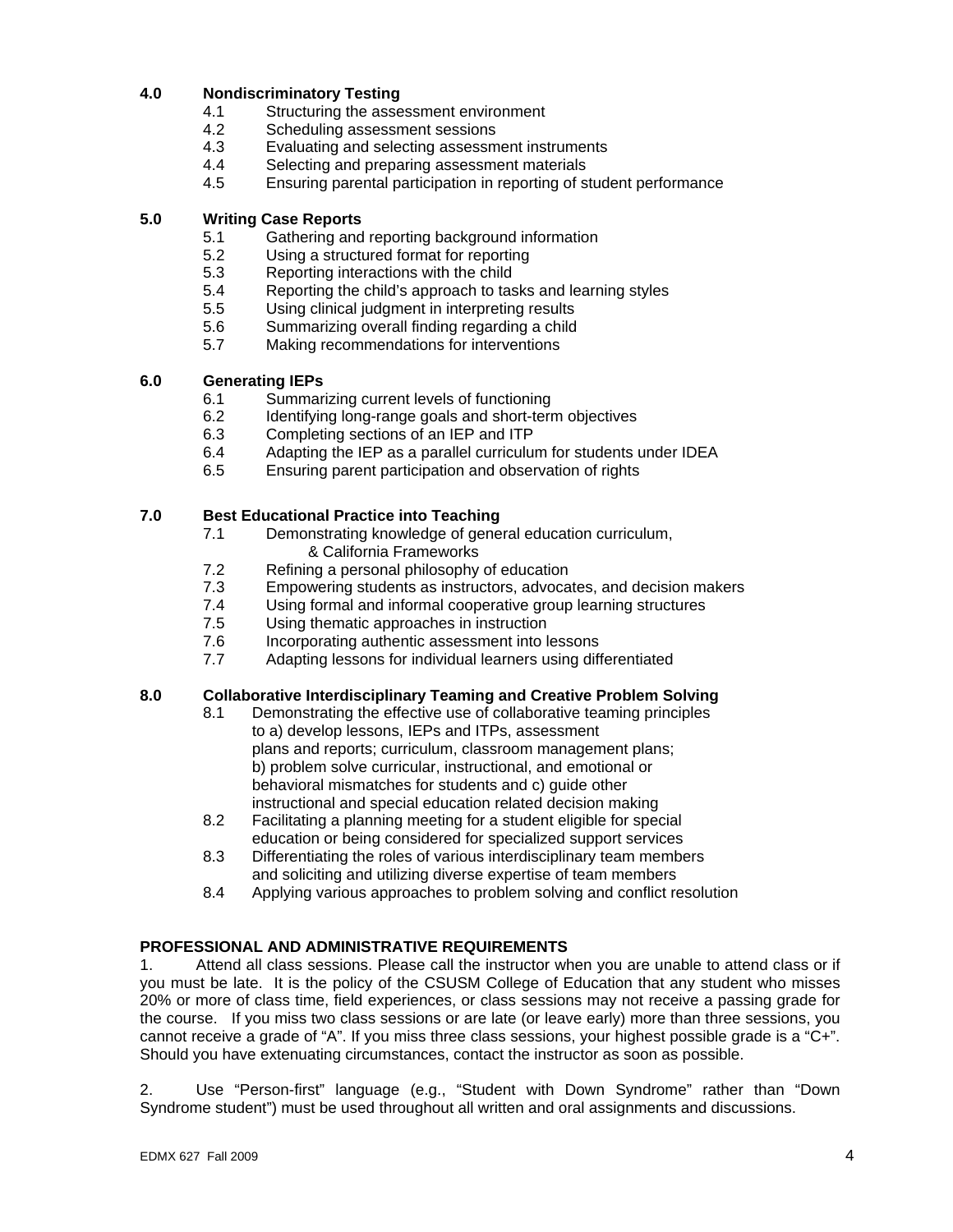**4.0 Nondiscriminatory Testing**

- 4.1 Structuring the assessment environment
- 4.2 Scheduling assessment sessions
- 4.3 Evaluating and selecting assessment instruments
- 4.4 Selecting and preparing assessment materials
- 4.5 Ensuring parental participation in reporting of student performance

**5.0 Writing Case Reports**

- 5.1 Gathering and reporting background information
- 5.2 Using a structured format for reporting
- 5.3 Reporting interactions with the child
- 5.4 Reporting the child's approach to tasks and learning styles
- 5.5 Using clinical judgment in interpreting results
- 5.6 Summarizing overall finding regarding a child
- 5.7 Making recommendations for interventions

**6.0 Generating IEPs**

- 6.1 Summarizing current levels of functioning
- 6.2 Identifying long-range goals and short-term objectives
- 6.3 Completing sections of an IEP and ITP
- 6.4 Adapting the IEP as a parallel curriculum for students under IDEA
- 6.5 Ensuring parent participation and observation of rights

**7.0 Best Educational Practice into Teaching**

- 7.1 Demonstrating knowledge of general education curriculum, & California Frameworks
- 7.2 Refining a personal philosophy of education
- 7.3 Empowering students as instructors, advocates, and decision makers
- 7.4 Using formal and informal cooperative group learning structures
- 7.5 Using thematic approaches in instruction
- 7.6 Incorporating authentic assessment into lessons
- 7.7 Adapting lessons for individual learners using differentiated

**8.0 Collaborative Interdisciplinary Teaming and Creative Problem Solving**

- 8.1 Demonstrating the effective use of collaborative teaming principles to a) develop lessons, IEPs and ITPs, assessment plans and reports; curriculum, classroom management plans; b) problem solve curricular, instructional, and emotional or behavioral mismatches for students and c) guide other instructional and special education related decision making
- 8.2 Facilitating a planning meeting for a student eligible for special education or being considered for specialized support services
- 8.3 Differentiating the roles of various interdisciplinary team members and soliciting and utilizing diverse expertise of team members
- 8.4 Applying various approaches to problem solving and conflict resolution

**PROFESSIONAL AND ADMINISTRATIVE REQUIREMENTS**

1. Attend all class sessions. Please call the instructor when you are unable to attend class or if you must be late. It is the policy of the CSUSM College of Education that any student who misses 20% or more of class time, field experiences, or class sessions may not receive a passing grade for the course. If you miss two class sessions or are late (or leave early) more than three sessions, you cannot receive a grade of "A". If you miss three class sessions, your highest possible grade is a "C+". Should you have extenuating circumstances, contact the instructor as soon as possible.

2. Use "Person-first" language (e.g., "Student with Down Syndrome" rather than "Down Syndrome student") must be used throughout all written and oral assignments and discussions.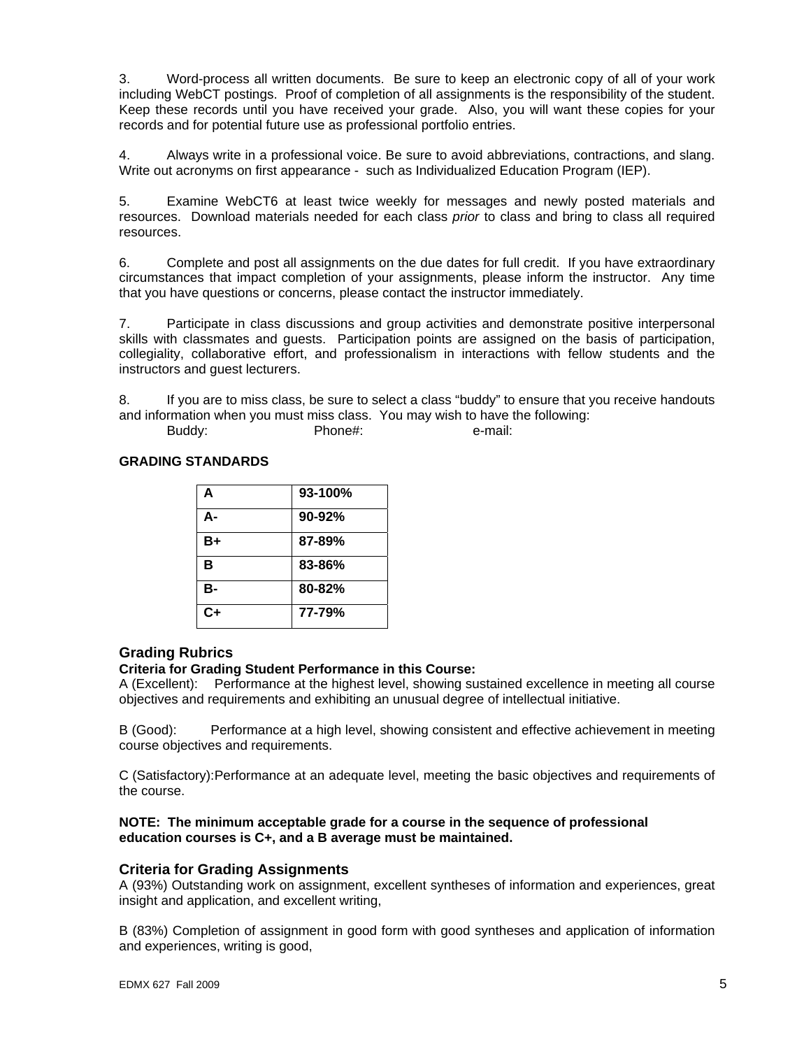3. Word-process all written documents. Be sure to keep an electronic copy of all of your work including WebCT postings. Proof of completion of all assignments is the responsibility of the student. Keep these records until you have received your grade. Also, you will want these copies for your records and for potential future use as professional portfolio entries.

4. Always write in a professional voice. Be sure to avoid abbreviations, contractions, and slang. Write out acronyms on first appearance - such as Individualized Education Program (IEP).

5. Examine WebCT6 at least twice weekly for messages and newly posted materials and resources. Download materials needed for each class *prior* to class and bring to class all required resources.

6. Complete and post all assignments on the due dates for full credit. If you have extraordinary circumstances that impact completion of your assignments, please inform the instructor. Any time that you have questions or concerns, please contact the instructor immediately.

7. Participate in class discussions and group activities and demonstrate positive interpersonal skills with classmates and guests. Participation points are assigned on the basis of participation, collegiality, collaborative effort, and professionalism in interactions with fellow students and the instructors and guest lecturers.

8. If you are to miss class, be sure to select a class "buddy" to ensure that you receive handouts and information when you must miss class. You may wish to have the following:
Buddy: Phone#: e-mail:

**GRADING STANDARDS**

| | |
|---|---|
| **A** | **93-100%** |
| **A-** | **90-92%** |
| **B+** | **87-89%** |
| **B** | **83-86%** |
| **B-** | **80-82%** |
| **C+** | **77-79%** |

## Grading Rubrics

**Criteria for Grading Student Performance in this Course:**

A (Excellent): Performance at the highest level, showing sustained excellence in meeting all course objectives and requirements and exhibiting an unusual degree of intellectual initiative.

B (Good): Performance at a high level, showing consistent and effective achievement in meeting course objectives and requirements.

C (Satisfactory): Performance at an adequate level, meeting the basic objectives and requirements of the course.

**NOTE: The minimum acceptable grade for a course in the sequence of professional education courses is C+, and a B average must be maintained.**

## Criteria for Grading Assignments

A (93%) Outstanding work on assignment, excellent syntheses of information and experiences, great insight and application, and excellent writing,

B (83%) Completion of assignment in good form with good syntheses and application of information and experiences, writing is good,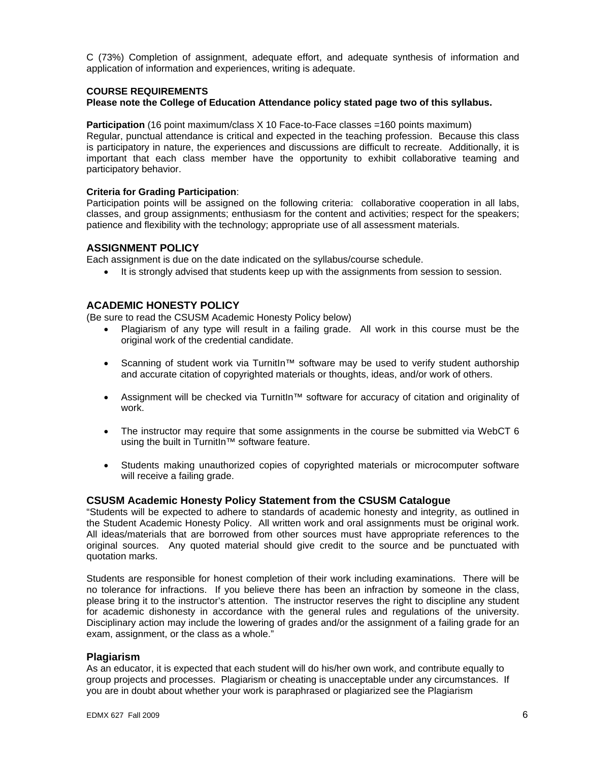C (73%) Completion of assignment, adequate effort, and adequate synthesis of information and application of information and experiences, writing is adequate.

**COURSE REQUIREMENTS**
**Please note the College of Education Attendance policy stated page two of this syllabus.**

**Participation** (16 point maximum/class X 10 Face-to-Face classes =160 points maximum)
Regular, punctual attendance is critical and expected in the teaching profession. Because this class is participatory in nature, the experiences and discussions are difficult to recreate. Additionally, it is important that each class member have the opportunity to exhibit collaborative teaming and participatory behavior.

**Criteria for Grading Participation**:
Participation points will be assigned on the following criteria: collaborative cooperation in all labs, classes, and group assignments; enthusiasm for the content and activities; respect for the speakers; patience and flexibility with the technology; appropriate use of all assessment materials.

## ASSIGNMENT POLICY

Each assignment is due on the date indicated on the syllabus/course schedule.

- It is strongly advised that students keep up with the assignments from session to session.

## ACADEMIC HONESTY POLICY

(Be sure to read the CSUSM Academic Honesty Policy below)

- Plagiarism of any type will result in a failing grade. All work in this course must be the original work of the credential candidate.
- Scanning of student work via TurnitIn™ software may be used to verify student authorship and accurate citation of copyrighted materials or thoughts, ideas, and/or work of others.
- Assignment will be checked via TurnitIn™ software for accuracy of citation and originality of work.
- The instructor may require that some assignments in the course be submitted via WebCT 6 using the built in TurnitIn™ software feature.
- Students making unauthorized copies of copyrighted materials or microcomputer software will receive a failing grade.

### CSUSM Academic Honesty Policy Statement from the CSUSM Catalogue

"Students will be expected to adhere to standards of academic honesty and integrity, as outlined in the Student Academic Honesty Policy. All written work and oral assignments must be original work. All ideas/materials that are borrowed from other sources must have appropriate references to the original sources. Any quoted material should give credit to the source and be punctuated with quotation marks.

Students are responsible for honest completion of their work including examinations. There will be no tolerance for infractions. If you believe there has been an infraction by someone in the class, please bring it to the instructor's attention. The instructor reserves the right to discipline any student for academic dishonesty in accordance with the general rules and regulations of the university. Disciplinary action may include the lowering of grades and/or the assignment of a failing grade for an exam, assignment, or the class as a whole."

### Plagiarism

As an educator, it is expected that each student will do his/her own work, and contribute equally to group projects and processes. Plagiarism or cheating is unacceptable under any circumstances. If you are in doubt about whether your work is paraphrased or plagiarized see the Plagiarism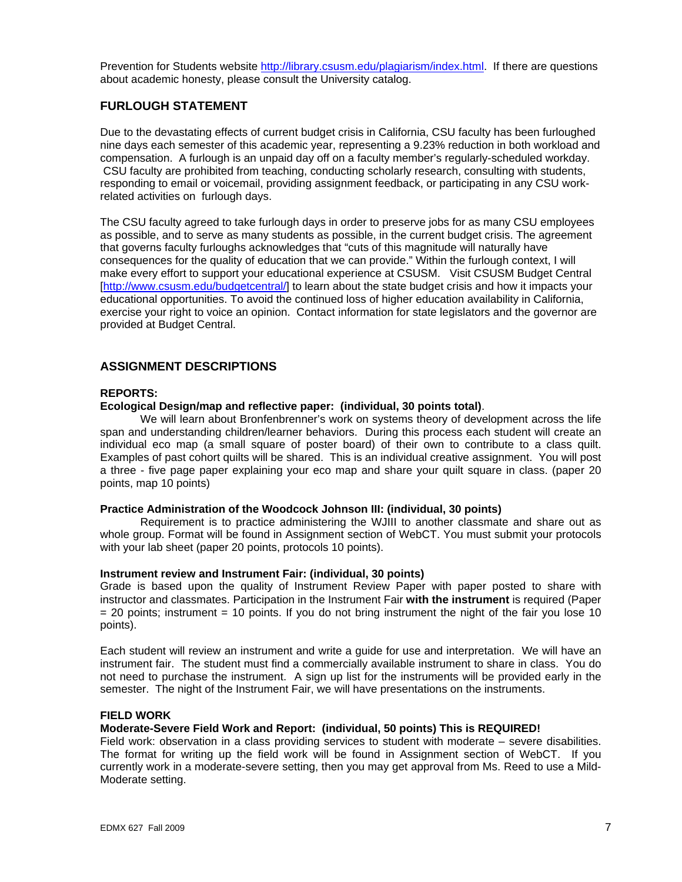Prevention for Students website http://library.csusm.edu/plagiarism/index.html. If there are questions about academic honesty, please consult the University catalog.

## FURLOUGH STATEMENT

Due to the devastating effects of current budget crisis in California, CSU faculty has been furloughed nine days each semester of this academic year, representing a 9.23% reduction in both workload and compensation. A furlough is an unpaid day off on a faculty member's regularly-scheduled workday. CSU faculty are prohibited from teaching, conducting scholarly research, consulting with students, responding to email or voicemail, providing assignment feedback, or participating in any CSU work-related activities on furlough days.

The CSU faculty agreed to take furlough days in order to preserve jobs for as many CSU employees as possible, and to serve as many students as possible, in the current budget crisis. The agreement that governs faculty furloughs acknowledges that "cuts of this magnitude will naturally have consequences for the quality of education that we can provide." Within the furlough context, I will make every effort to support your educational experience at CSUSM. Visit CSUSM Budget Central [http://www.csusm.edu/budgetcentral/] to learn about the state budget crisis and how it impacts your educational opportunities. To avoid the continued loss of higher education availability in California, exercise your right to voice an opinion. Contact information for state legislators and the governor are provided at Budget Central.

## ASSIGNMENT DESCRIPTIONS

**REPORTS:**

**Ecological Design/map and reflective paper: (individual, 30 points total)**.

We will learn about Bronfenbrenner's work on systems theory of development across the life span and understanding children/learner behaviors. During this process each student will create an individual eco map (a small square of poster board) of their own to contribute to a class quilt. Examples of past cohort quilts will be shared. This is an individual creative assignment. You will post a three - five page paper explaining your eco map and share your quilt square in class. (paper 20 points, map 10 points)

**Practice Administration of the Woodcock Johnson III: (individual, 30 points)**

Requirement is to practice administering the WJIII to another classmate and share out as whole group. Format will be found in Assignment section of WebCT. You must submit your protocols with your lab sheet (paper 20 points, protocols 10 points).

**Instrument review and Instrument Fair: (individual, 30 points)**

Grade is based upon the quality of Instrument Review Paper with paper posted to share with instructor and classmates. Participation in the Instrument Fair **with the instrument** is required (Paper = 20 points; instrument = 10 points. If you do not bring instrument the night of the fair you lose 10 points).

Each student will review an instrument and write a guide for use and interpretation. We will have an instrument fair. The student must find a commercially available instrument to share in class. You do not need to purchase the instrument. A sign up list for the instruments will be provided early in the semester. The night of the Instrument Fair, we will have presentations on the instruments.

**FIELD WORK**

**Moderate-Severe Field Work and Report: (individual, 50 points) This is REQUIRED!**

Field work: observation in a class providing services to student with moderate – severe disabilities. The format for writing up the field work will be found in Assignment section of WebCT. If you currently work in a moderate-severe setting, then you may get approval from Ms. Reed to use a Mild-Moderate setting.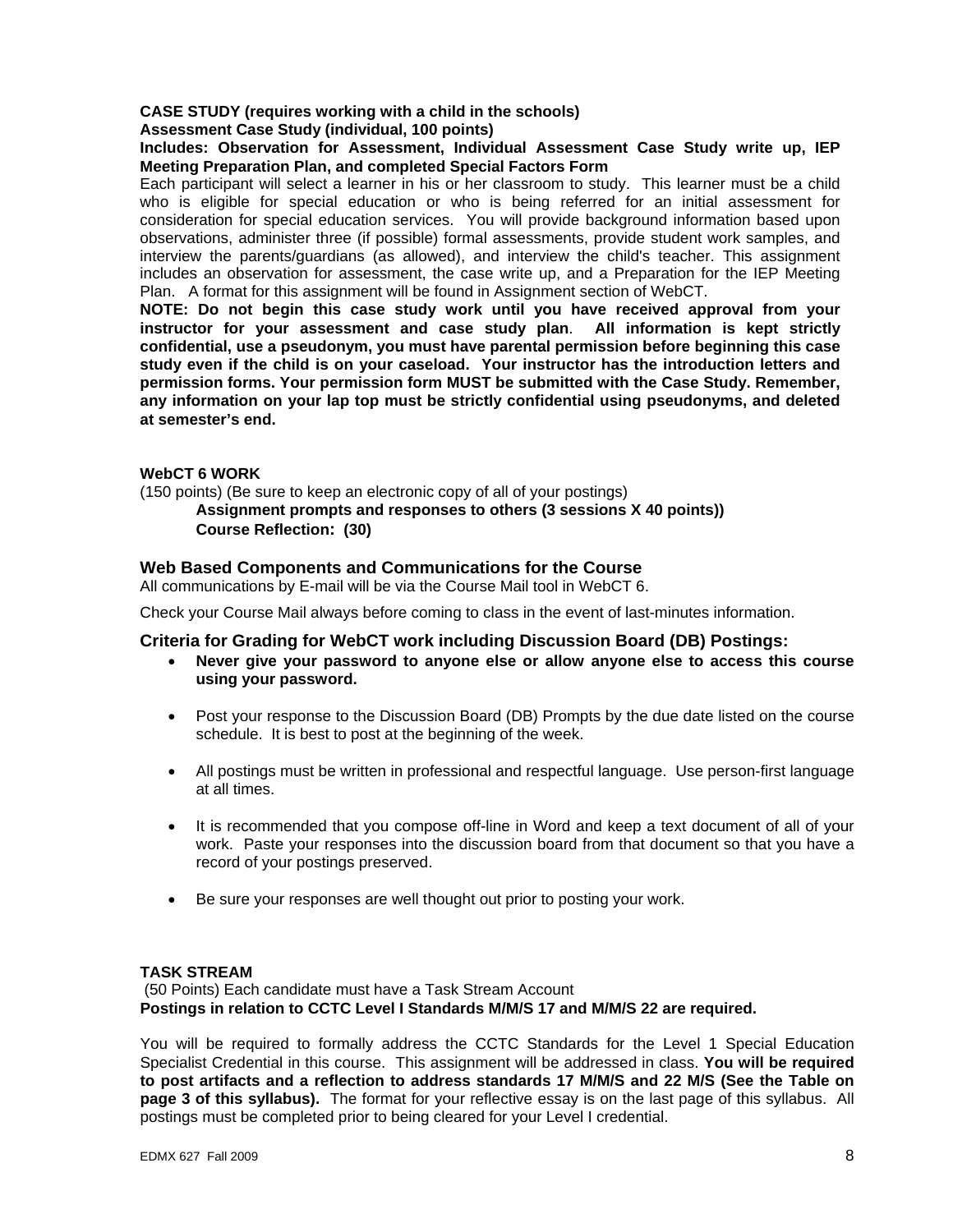**CASE STUDY (requires working with a child in the schools)**
**Assessment Case Study (individual, 100 points)**
**Includes: Observation for Assessment, Individual Assessment Case Study write up, IEP Meeting Preparation Plan, and completed Special Factors Form**

Each participant will select a learner in his or her classroom to study. This learner must be a child who is eligible for special education or who is being referred for an initial assessment for consideration for special education services. You will provide background information based upon observations, administer three (if possible) formal assessments, provide student work samples, and interview the parents/guardians (as allowed), and interview the child's teacher. This assignment includes an observation for assessment, the case write up, and a Preparation for the IEP Meeting Plan. A format for this assignment will be found in Assignment section of WebCT.

**NOTE: Do not begin this case study work until you have received approval from your instructor for your assessment and case study plan. All information is kept strictly confidential, use a pseudonym, you must have parental permission before beginning this case study even if the child is on your caseload. Your instructor has the introduction letters and permission forms. Your permission form MUST be submitted with the Case Study. Remember, any information on your lap top must be strictly confidential using pseudonyms, and deleted at semester's end.**

**WebCT 6 WORK**

(150 points) (Be sure to keep an electronic copy of all of your postings)

**Assignment prompts and responses to others (3 sessions X 40 points))**
**Course Reflection: (30)**

### Web Based Components and Communications for the Course

All communications by E-mail will be via the Course Mail tool in WebCT 6.

Check your Course Mail always before coming to class in the event of last-minutes information.

### Criteria for Grading for WebCT work including Discussion Board (DB) Postings:

- **Never give your password to anyone else or allow anyone else to access this course using your password.**
- Post your response to the Discussion Board (DB) Prompts by the due date listed on the course schedule. It is best to post at the beginning of the week.
- All postings must be written in professional and respectful language. Use person-first language at all times.
- It is recommended that you compose off-line in Word and keep a text document of all of your work. Paste your responses into the discussion board from that document so that you have a record of your postings preserved.
- Be sure your responses are well thought out prior to posting your work.

**TASK STREAM**

(50 Points) Each candidate must have a Task Stream Account
**Postings in relation to CCTC Level I Standards M/M/S 17 and M/M/S 22 are required.**

You will be required to formally address the CCTC Standards for the Level 1 Special Education Specialist Credential in this course. This assignment will be addressed in class. **You will be required to post artifacts and a reflection to address standards 17 M/M/S and 22 M/S (See the Table on page 3 of this syllabus).** The format for your reflective essay is on the last page of this syllabus. All postings must be completed prior to being cleared for your Level I credential.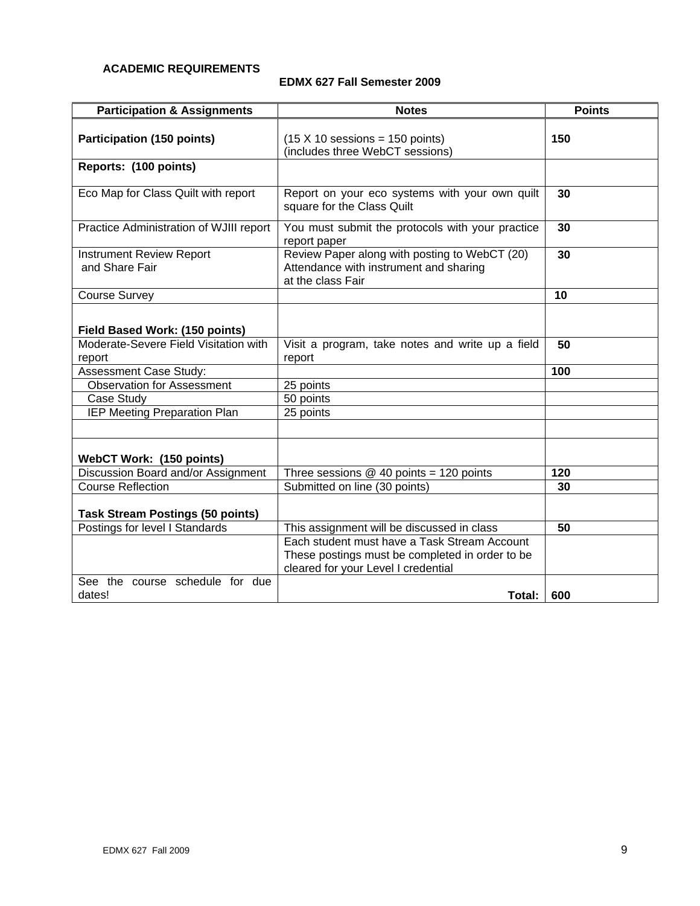**ACADEMIC REQUIREMENTS**

**EDMX 627 Fall Semester 2009**

| Participation & Assignments | Notes | Points |
|---|---|---|
| **Participation (150 points)** | (15 X 10 sessions = 150 points)<br>(includes three WebCT sessions) | **150** |
| **Reports: (100 points)** | | |
| Eco Map for Class Quilt with report | Report on your eco systems with your own quilt square for the Class Quilt | **30** |
| Practice Administration of WJIII report | You must submit the protocols with your practice report paper | **30** |
| Instrument Review Report and Share Fair | Review Paper along with posting to WebCT (20) Attendance with instrument and sharing at the class Fair | **30** |
| Course Survey | | **10** |
| **Field Based Work: (150 points)** | | |
| Moderate-Severe Field Visitation with report | Visit a program, take notes and write up a field report | **50** |
| Assessment Case Study: | | **100** |
| Observation for Assessment | 25 points | |
| Case Study | 50 points | |
| IEP Meeting Preparation Plan | 25 points | |
| | | |
| **WebCT Work: (150 points)** | | |
| Discussion Board and/or Assignment | Three sessions @ 40 points = 120 points | **120** |
| Course Reflection | Submitted on line (30 points) | **30** |
| **Task Stream Postings (50 points)** | | |
| Postings for level I Standards | This assignment will be discussed in class | **50** |
| | Each student must have a Task Stream Account These postings must be completed in order to be cleared for your Level I credential | |
| See the course schedule for due dates! | **Total:** | **600** |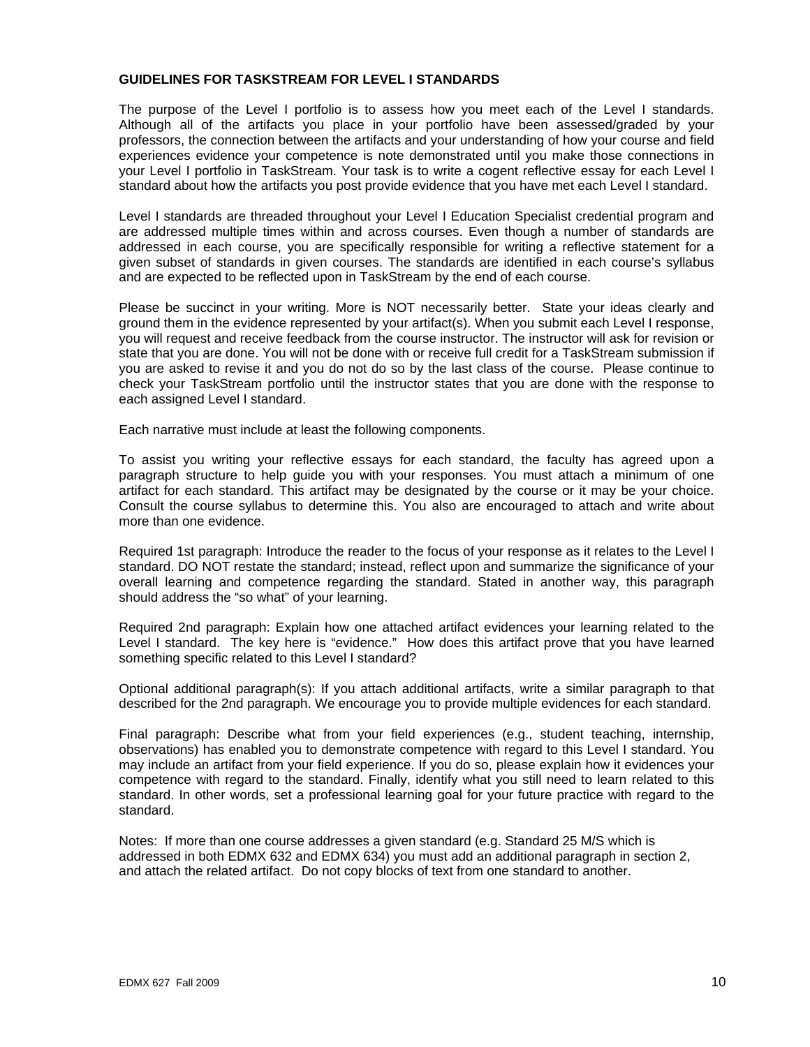**GUIDELINES FOR TASKSTREAM FOR LEVEL I STANDARDS**

The purpose of the Level I portfolio is to assess how you meet each of the Level I standards. Although all of the artifacts you place in your portfolio have been assessed/graded by your professors, the connection between the artifacts and your understanding of how your course and field experiences evidence your competence is note demonstrated until you make those connections in your Level I portfolio in TaskStream. Your task is to write a cogent reflective essay for each Level I standard about how the artifacts you post provide evidence that you have met each Level I standard.

Level I standards are threaded throughout your Level I Education Specialist credential program and are addressed multiple times within and across courses. Even though a number of standards are addressed in each course, you are specifically responsible for writing a reflective statement for a given subset of standards in given courses. The standards are identified in each course's syllabus and are expected to be reflected upon in TaskStream by the end of each course.

Please be succinct in your writing. More is NOT necessarily better. State your ideas clearly and ground them in the evidence represented by your artifact(s). When you submit each Level I response, you will request and receive feedback from the course instructor. The instructor will ask for revision or state that you are done. You will not be done with or receive full credit for a TaskStream submission if you are asked to revise it and you do not do so by the last class of the course. Please continue to check your TaskStream portfolio until the instructor states that you are done with the response to each assigned Level I standard.

Each narrative must include at least the following components.

To assist you writing your reflective essays for each standard, the faculty has agreed upon a paragraph structure to help guide you with your responses. You must attach a minimum of one artifact for each standard. This artifact may be designated by the course or it may be your choice. Consult the course syllabus to determine this. You also are encouraged to attach and write about more than one evidence.

Required 1st paragraph: Introduce the reader to the focus of your response as it relates to the Level I standard. DO NOT restate the standard; instead, reflect upon and summarize the significance of your overall learning and competence regarding the standard. Stated in another way, this paragraph should address the "so what" of your learning.

Required 2nd paragraph: Explain how one attached artifact evidences your learning related to the Level I standard. The key here is "evidence." How does this artifact prove that you have learned something specific related to this Level I standard?

Optional additional paragraph(s): If you attach additional artifacts, write a similar paragraph to that described for the 2nd paragraph. We encourage you to provide multiple evidences for each standard.

Final paragraph: Describe what from your field experiences (e.g., student teaching, internship, observations) has enabled you to demonstrate competence with regard to this Level I standard. You may include an artifact from your field experience. If you do so, please explain how it evidences your competence with regard to the standard. Finally, identify what you still need to learn related to this standard. In other words, set a professional learning goal for your future practice with regard to the standard.

Notes: If more than one course addresses a given standard (e.g. Standard 25 M/S which is addressed in both EDMX 632 and EDMX 634) you must add an additional paragraph in section 2, and attach the related artifact. Do not copy blocks of text from one standard to another.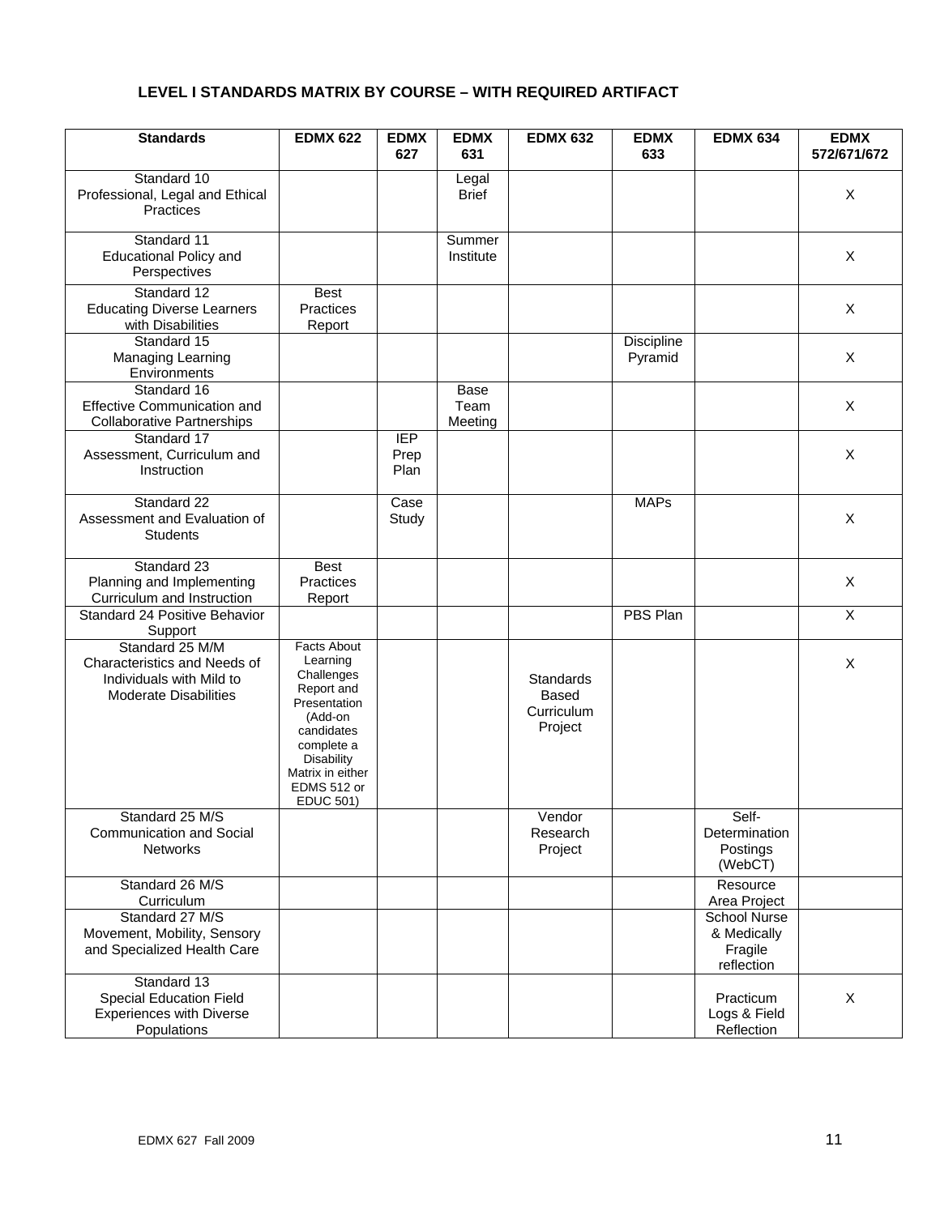## LEVEL I STANDARDS MATRIX BY COURSE – WITH REQUIRED ARTIFACT

| Standards | EDMX 622 | EDMX 627 | EDMX 631 | EDMX 632 | EDMX 633 | EDMX 634 | EDMX 572/671/672 |
|---|---|---|---|---|---|---|---|
| Standard 10 Professional, Legal and Ethical Practices | | | Legal Brief | | | | X |
| Standard 11 Educational Policy and Perspectives | | | Summer Institute | | | | X |
| Standard 12 Educating Diverse Learners with Disabilities | Best Practices Report | | | | | | X |
| Standard 15 Managing Learning Environments | | | | | Discipline Pyramid | | X |
| Standard 16 Effective Communication and Collaborative Partnerships | | | Base Team Meeting | | | | X |
| Standard 17 Assessment, Curriculum and Instruction | | IEP Prep Plan | | | | | X |
| Standard 22 Assessment and Evaluation of Students | | Case Study | | | MAPs | | X |
| Standard 23 Planning and Implementing Curriculum and Instruction | Best Practices Report | | | | | | X |
| Standard 24 Positive Behavior Support | | | | | PBS Plan | | X |
| Standard 25 M/M Characteristics and Needs of Individuals with Mild to Moderate Disabilities | Facts About Learning Challenges Report and Presentation (Add-on candidates complete a Disability Matrix in either EDMS 512 or EDUC 501) | | | Standards Based Curriculum Project | | | X |
| Standard 25 M/S Communication and Social Networks | | | | Vendor Research Project | | Self-Determination Postings (WebCT) | |
| Standard 26 M/S Curriculum | | | | | | Resource Area Project | |
| Standard 27 M/S Movement, Mobility, Sensory and Specialized Health Care | | | | | | School Nurse & Medically Fragile reflection | |
| Standard 13 Special Education Field Experiences with Diverse Populations | | | | | | Practicum Logs & Field Reflection | X |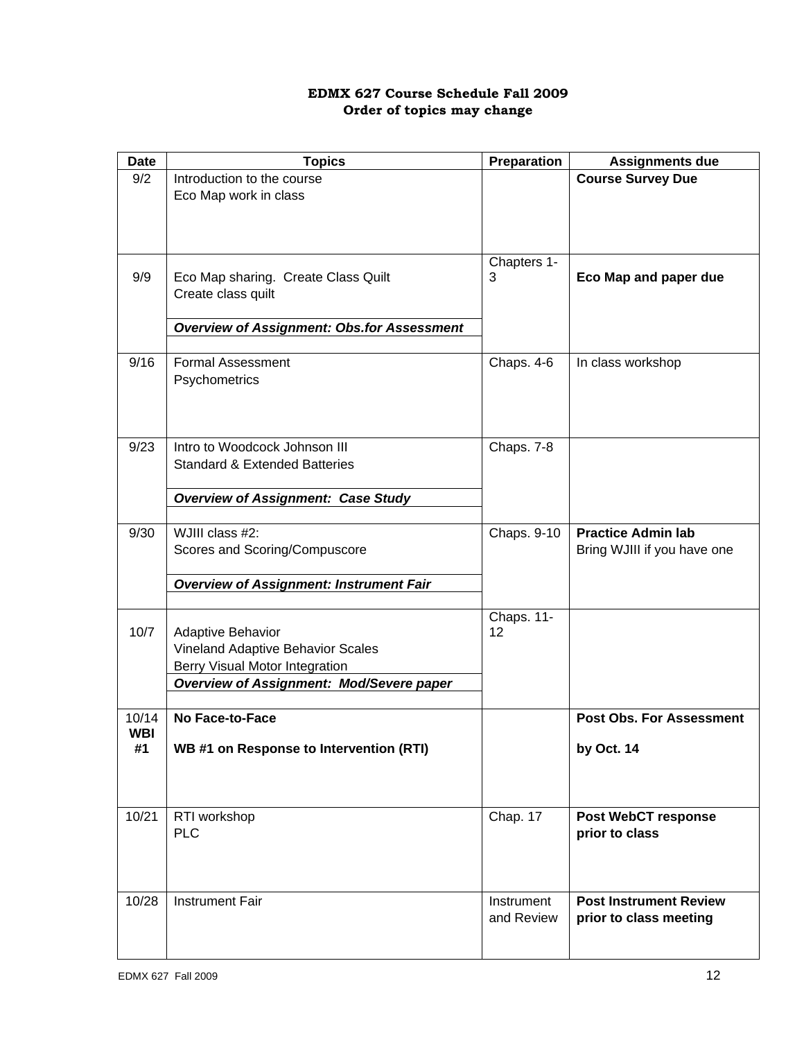**EDMX 627 Course Schedule Fall 2009**
**Order of topics may change**

| Date | Topics | Preparation | Assignments due |
|---|---|---|---|
| 9/2 | Introduction to the course<br>Eco Map work in class | | **Course Survey Due** |
| 9/9 | Eco Map sharing. Create Class Quilt<br>Create class quilt<br>***Overview of Assignment: Obs.for Assessment*** | Chapters 1-3 | **Eco Map and paper due** |
| 9/16 | Formal Assessment<br>Psychometrics | Chaps. 4-6 | In class workshop |
| 9/23 | Intro to Woodcock Johnson III<br>Standard & Extended Batteries<br>***Overview of Assignment: Case Study*** | Chaps. 7-8 | |
| 9/30 | WJIII class #2:<br>Scores and Scoring/Compuscore<br>***Overview of Assignment: Instrument Fair*** | Chaps. 9-10 | **Practice Admin lab**<br>Bring WJIII if you have one |
| 10/7 | Adaptive Behavior<br>Vineland Adaptive Behavior Scales<br>Berry Visual Motor Integration<br>***Overview of Assignment: Mod/Severe paper*** | Chaps. 11-12 | |
| 10/14 **WBI #1** | **No Face-to-Face**<br>**WB #1 on Response to Intervention (RTI)** | | **Post Obs. For Assessment by Oct. 14** |
| 10/21 | RTI workshop<br>PLC | Chap. 17 | **Post WebCT response prior to class** |
| 10/28 | Instrument Fair | Instrument and Review | **Post Instrument Review prior to class meeting** |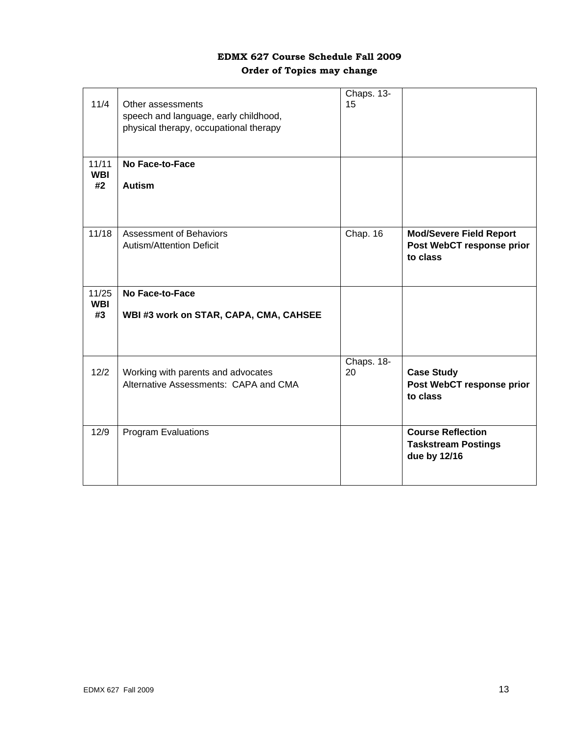**EDMX 627 Course Schedule Fall 2009**

**Order of Topics may change**

| | | | |
|---|---|---|---|
| 11/4 | Other assessments<br>speech and language, early childhood, physical therapy, occupational therapy | Chaps. 13-15 | |
| 11/11 **WBI #2** | **No Face-to-Face**<br><br>**Autism** | | |
| 11/18 | Assessment of Behaviors<br>Autism/Attention Deficit | Chap. 16 | **Mod/Severe Field Report Post WebCT response prior to class** |
| 11/25 **WBI #3** | **No Face-to-Face**<br><br>**WBI #3 work on STAR, CAPA, CMA, CAHSEE** | | |
| 12/2 | Working with parents and advocates<br>Alternative Assessments: CAPA and CMA | Chaps. 18-20 | **Case Study Post WebCT response prior to class** |
| 12/9 | Program Evaluations | | **Course Reflection Taskstream Postings due by 12/16** |